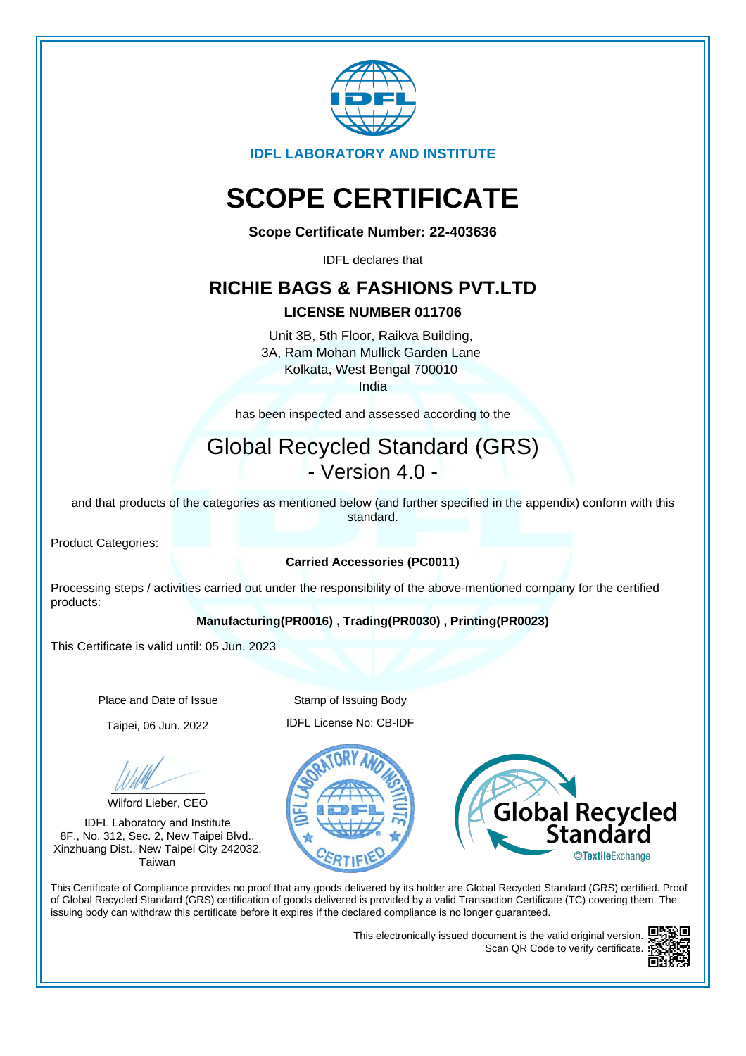IDFL LABORATORY AND INSTITUTE

# SCOPE CERTIFICATE

**Scope Certificate Number: 22-403636**

IDFL declares that

## RICHIE BAGS & FASHIONS PVT.LTD

**LICENSE NUMBER 011706**

Unit 3B, 5th Floor, Raikva Building,
3A, Ram Mohan Mullick Garden Lane
Kolkata, West Bengal 700010
India

has been inspected and assessed according to the

## Global Recycled Standard (GRS)
## - Version 4.0 -

and that products of the categories as mentioned below (and further specified in the appendix) conform with this standard.

Product Categories:

**Carried Accessories (PC0011)**

Processing steps / activities carried out under the responsibility of the above-mentioned company for the certified products:

**Manufacturing(PR0016) , Trading(PR0030) , Printing(PR0023)**

This Certificate is valid until: 05 Jun. 2023

Place and Date of Issue

Taipei, 06 Jun. 2022

Wilford Lieber, CEO

IDFL Laboratory and Institute
8F., No. 312, Sec. 2, New Taipei Blvd.,
Xinzhuang Dist., New Taipei City 242032,
Taiwan

Stamp of Issuing Body

IDFL License No: CB-IDF

This Certificate of Compliance provides no proof that any goods delivered by its holder are Global Recycled Standard (GRS) certified. Proof of Global Recycled Standard (GRS) certification of goods delivered is provided by a valid Transaction Certificate (TC) covering them. The issuing body can withdraw this certificate before it expires if the declared compliance is no longer guaranteed.

This electronically issued document is the valid original version.
Scan QR Code to verify certificate.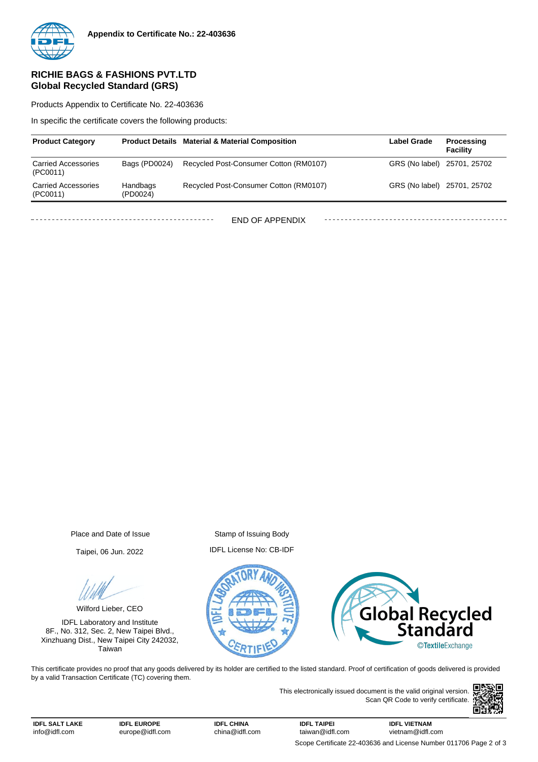**Appendix to Certificate No.: 22-403636**

## RICHIE BAGS & FASHIONS PVT.LTD
## Global Recycled Standard (GRS)

Products Appendix to Certificate No. 22-403636

In specific the certificate covers the following products:

| Product Category | Product Details | Material & Material Composition | Label Grade | Processing Facility |
|---|---|---|---|---|
| Carried Accessories (PC0011) | Bags (PD0024) | Recycled Post-Consumer Cotton (RM0107) | GRS (No label) | 25701, 25702 |
| Carried Accessories (PC0011) | Handbags (PD0024) | Recycled Post-Consumer Cotton (RM0107) | GRS (No label) | 25701, 25702 |

END OF APPENDIX

Place and Date of Issue

Taipei, 06 Jun. 2022

Wilford Lieber, CEO

IDFL Laboratory and Institute
8F., No. 312, Sec. 2, New Taipei Blvd.,
Xinzhuang Dist., New Taipei City 242032,
Taiwan

Stamp of Issuing Body

IDFL License No: CB-IDF

This certificate provides no proof that any goods delivered by its holder are certified to the listed standard. Proof of certification of goods delivered is provided by a valid Transaction Certificate (TC) covering them.

This electronically issued document is the valid original version. Scan QR Code to verify certificate.

**IDFL SALT LAKE** info@idfl.com | **IDFL EUROPE** europe@idfl.com | **IDFL CHINA** china@idfl.com | **IDFL TAIPEI** taiwan@idfl.com | **IDFL VIETNAM** vietnam@idfl.com

Scope Certificate 22-403636 and License Number 011706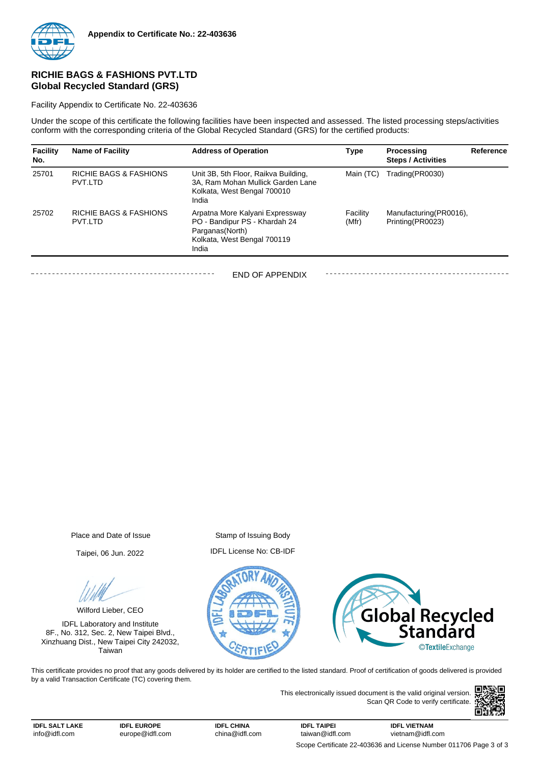**Appendix to Certificate No.: 22-403636**

## RICHIE BAGS & FASHIONS PVT.LTD
## Global Recycled Standard (GRS)

Facility Appendix to Certificate No. 22-403636

Under the scope of this certificate the following facilities have been inspected and assessed. The listed processing steps/activities conform with the corresponding criteria of the Global Recycled Standard (GRS) for the certified products:

| Facility No. | Name of Facility | Address of Operation | Type | Processing Steps / Activities | Reference |
|---|---|---|---|---|---|
| 25701 | RICHIE BAGS & FASHIONS PVT.LTD | Unit 3B, 5th Floor, Raikva Building, 3A, Ram Mohan Mullick Garden Lane Kolkata, West Bengal 700010 India | Main (TC) | Trading(PR0030) | |
| 25702 | RICHIE BAGS & FASHIONS PVT.LTD | Arpatna More Kalyani Expressway PO - Bandipur PS - Khardah 24 Parganas(North) Kolkata, West Bengal 700119 India | Facility (Mfr) | Manufacturing(PR0016), Printing(PR0023) | |

END OF APPENDIX

Place and Date of Issue

Taipei, 06 Jun. 2022

Wilford Lieber, CEO

IDFL Laboratory and Institute
8F., No. 312, Sec. 2, New Taipei Blvd., Xinzhuang Dist., New Taipei City 242032, Taiwan

Stamp of Issuing Body

IDFL License No: CB-IDF

This certificate provides no proof that any goods delivered by its holder are certified to the listed standard. Proof of certification of goods delivered is provided by a valid Transaction Certificate (TC) covering them.

This electronically issued document is the valid original version. Scan QR Code to verify certificate.

**IDFL SALT LAKE** info@idfl.com | **IDFL EUROPE** europe@idfl.com | **IDFL CHINA** china@idfl.com | **IDFL TAIPEI** taiwan@idfl.com | **IDFL VIETNAM** vietnam@idfl.com

Scope Certificate 22-403636 and License Number 011706